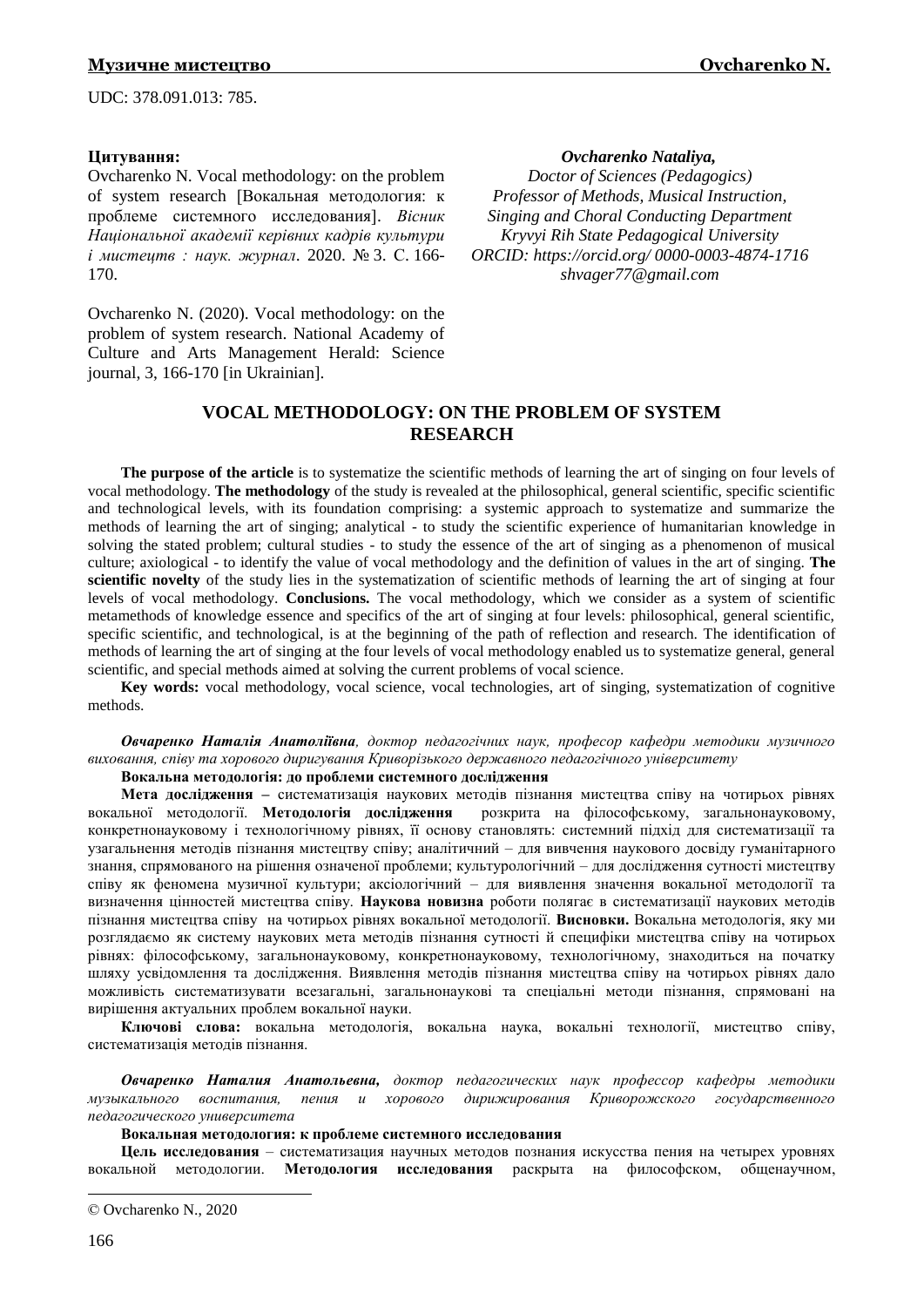UDC: 378.091.013: 785.

**Цитування:**
Ovcharenko N. Vocal methodology: on the problem of system research [Вокальная методология: к проблеме системного исследования]. *Вісник Національної академії керівних кадрів культури і мистецтв : наук. журнал*. 2020. № 3. С. 166-170.

Ovcharenko N. (2020). Vocal methodology: on the problem of system research. National Academy of Culture and Arts Management Herald: Science journal, 3, 166-170 [in Ukrainian].

***Ovcharenko Nataliya,***
*Doctor of Sciences (Pedagogics)*
*Professor of Methods, Musical Instruction, Singing and Choral Conducting Department*
*Kryvyi Rih State Pedagogical University*
*ORCID: https://orcid.org/ 0000-0003-4874-1716*
*shvager77@gmail.com*

# VOCAL METHODOLOGY: ON THE PROBLEM OF SYSTEM RESEARCH

**The purpose of the article** is to systematize the scientific methods of learning the art of singing on four levels of vocal methodology. **The methodology** of the study is revealed at the philosophical, general scientific, specific scientific and technological levels, with its foundation comprising: a systemic approach to systematize and summarize the methods of learning the art of singing; analytical - to study the scientific experience of humanitarian knowledge in solving the stated problem; cultural studies - to study the essence of the art of singing as a phenomenon of musical culture; axiological - to identify the value of vocal methodology and the definition of values in the art of singing. **The scientific novelty** of the study lies in the systematization of scientific methods of learning the art of singing at four levels of vocal methodology. **Conclusions.** The vocal methodology, which we consider as a system of scientific metamethods of knowledge essence and specifics of the art of singing at four levels: philosophical, general scientific, specific scientific, and technological, is at the beginning of the path of reflection and research. The identification of methods of learning the art of singing at the four levels of vocal methodology enabled us to systematize general, general scientific, and special methods aimed at solving the current problems of vocal science.

**Key words:** vocal methodology, vocal science, vocal technologies, art of singing, systematization of cognitive methods.

***Овчаренко Наталія Анатоліївна****, доктор педагогічних наук, професор кафедри методики музичного виховання, співу та хорового диригування Криворізького державного педагогічного університету*

**Вокальна методологія: до проблеми системного дослідження**

**Мета дослідження –** систематизація наукових методів пізнання мистецтва співу на чотирьох рівнях вокальної методології. **Методологія дослідження** розкрита на філософському, загальнонауковому, конкретнонауковому і технологічному рівнях, її основу становлять: системний підхід для систематизації та узагальнення методів пізнання мистецтву співу; аналітичний – для вивчення наукового досвіду гуманітарного знання, спрямованого на рішення означеної проблеми; культурологічний – для дослідження сутності мистецтву співу як феномена музичної культури; аксіологічний – для виявлення значення вокальної методології та визначення цінностей мистецтва співу. **Наукова новизна** роботи полягає в систематизації наукових методів пізнання мистецтва співу на чотирьох рівнях вокальної методології. **Висновки.** Вокальна методологія, яку ми розглядаємо як систему наукових мета методів пізнання сутності й специфіки мистецтва співу на чотирьох рівнях: філософському, загальнонауковому, конкретнонауковому, технологічному, знаходиться на початку шляху усвідомлення та дослідження. Виявлення методів пізнання мистецтва співу на чотирьох рівнях дало можливість систематизувати всезагальні, загальнонаукові та спеціальні методи пізнання, спрямовані на вирішення актуальних проблем вокальної науки.

**Ключові слова:** вокальна методологія, вокальна наука, вокальні технології, мистецтво співу, систематизація методів пізнання.

***Овчаренко Наталия Анатольевна,*** *доктор педагогических наук профессор кафедры методики музыкального воспитания, пения и хорового дирижирования Криворожского государственного педагогического университета*

**Вокальная методология: к проблеме системного исследования**

**Цель исследования** – систематизация научных методов познания искусства пения на четырех уровнях вокальной методологии. **Методология исследования** раскрыта на философском, общенаучном,

© Ovcharenko N., 2020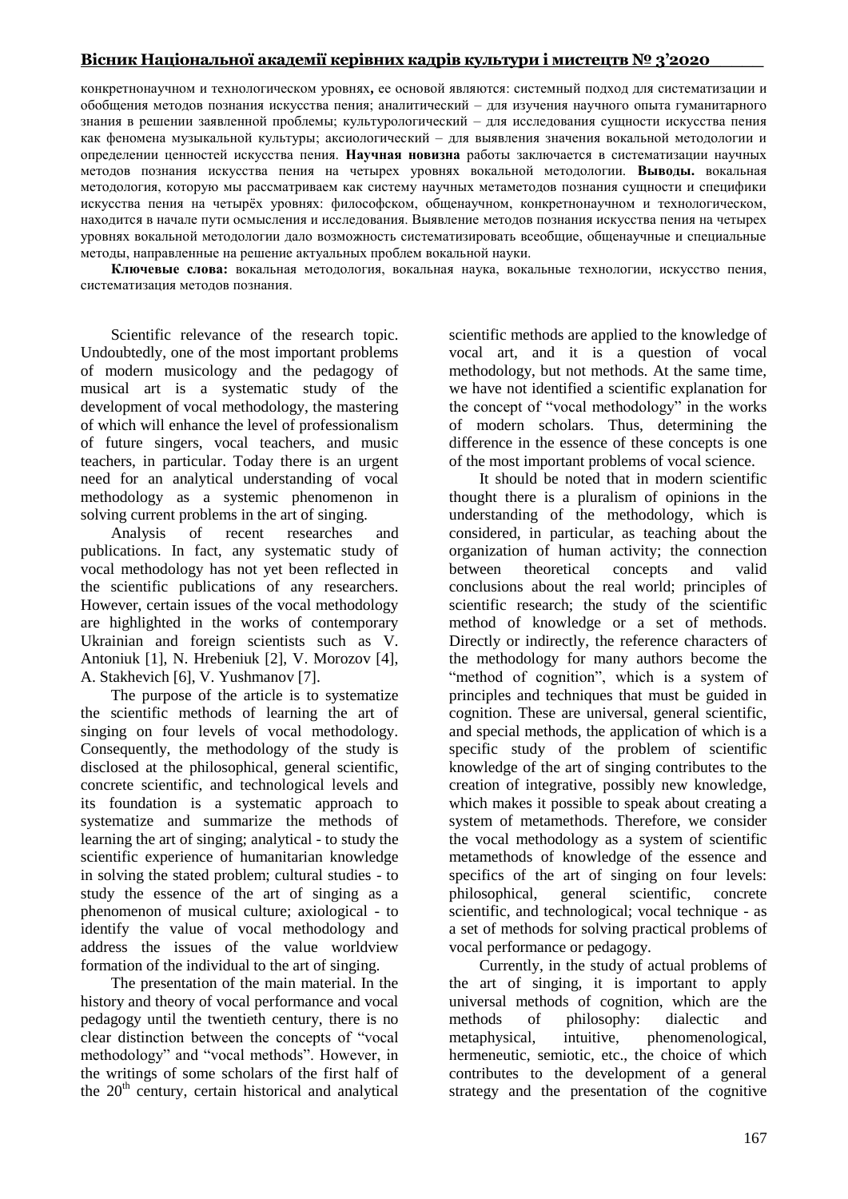конкретнонаучном и технологическом уровнях**,** ее основой являются: системный подход для систематизации и обобщения методов познания искусства пения; аналитический – для изучения научного опыта гуманитарного знания в решении заявленной проблемы; культурологический – для исследования сущности искусства пения как феномена музыкальной культуры; аксиологический – для выявления значения вокальной методологии и определении ценностей искусства пения. **Научная новизна** работы заключается в систематизации научных методов познания искусства пения на четырех уровнях вокальной методологии. **Выводы.** вокальная методология, которую мы рассматриваем как систему научных метаметодов познания сущности и специфики искусства пения на четырёх уровнях: философском, общенаучном, конкретнонаучном и технологическом, находится в начале пути осмысления и исследования. Выявление методов познания искусства пения на четырех уровнях вокальной методологии дало возможность систематизировать всеобщие, общенаучные и специальные методы, направленные на решение актуальных проблем вокальной науки.

**Ключевые слова:** вокальная методология, вокальная наука, вокальные технологии, искусство пения, систематизация методов познания.

Scientific relevance of the research topic. Undoubtedly, one of the most important problems of modern musicology and the pedagogy of musical art is a systematic study of the development of vocal methodology, the mastering of which will enhance the level of professionalism of future singers, vocal teachers, and music teachers, in particular. Today there is an urgent need for an analytical understanding of vocal methodology as a systemic phenomenon in solving current problems in the art of singing.

Analysis of recent researches and publications. In fact, any systematic study of vocal methodology has not yet been reflected in the scientific publications of any researchers. However, certain issues of the vocal methodology are highlighted in the works of contemporary Ukrainian and foreign scientists such as V. Antoniuk [1], N. Hrebeniuk [2], V. Morozov [4], A. Stakhevich [6], V. Yushmanov [7].

The purpose of the article is to systematize the scientific methods of learning the art of singing on four levels of vocal methodology. Consequently, the methodology of the study is disclosed at the philosophical, general scientific, concrete scientific, and technological levels and its foundation is a systematic approach to systematize and summarize the methods of learning the art of singing; analytical - to study the scientific experience of humanitarian knowledge in solving the stated problem; cultural studies - to study the essence of the art of singing as a phenomenon of musical culture; axiological - to identify the value of vocal methodology and address the issues of the value worldview formation of the individual to the art of singing.

The presentation of the main material. In the history and theory of vocal performance and vocal pedagogy until the twentieth century, there is no clear distinction between the concepts of "vocal methodology" and "vocal methods". However, in the writings of some scholars of the first half of the $20^{th}$ century, certain historical and analytical scientific methods are applied to the knowledge of vocal art, and it is a question of vocal methodology, but not methods. At the same time, we have not identified a scientific explanation for the concept of "vocal methodology" in the works of modern scholars. Thus, determining the difference in the essence of these concepts is one of the most important problems of vocal science.

It should be noted that in modern scientific thought there is a pluralism of opinions in the understanding of the methodology, which is considered, in particular, as teaching about the organization of human activity; the connection between theoretical concepts and valid conclusions about the real world; principles of scientific research; the study of the scientific method of knowledge or a set of methods. Directly or indirectly, the reference characters of the methodology for many authors become the "method of cognition", which is a system of principles and techniques that must be guided in cognition. These are universal, general scientific, and special methods, the application of which is a specific study of the problem of scientific knowledge of the art of singing contributes to the creation of integrative, possibly new knowledge, which makes it possible to speak about creating a system of metamethods. Therefore, we consider the vocal methodology as a system of scientific metamethods of knowledge of the essence and specifics of the art of singing on four levels: philosophical, general scientific, concrete scientific, and technological; vocal technique - as a set of methods for solving practical problems of vocal performance or pedagogy.

Currently, in the study of actual problems of the art of singing, it is important to apply universal methods of cognition, which are the methods of philosophy: dialectic and metaphysical, intuitive, phenomenological, hermeneutic, semiotic, etc., the choice of which contributes to the development of a general strategy and the presentation of the cognitive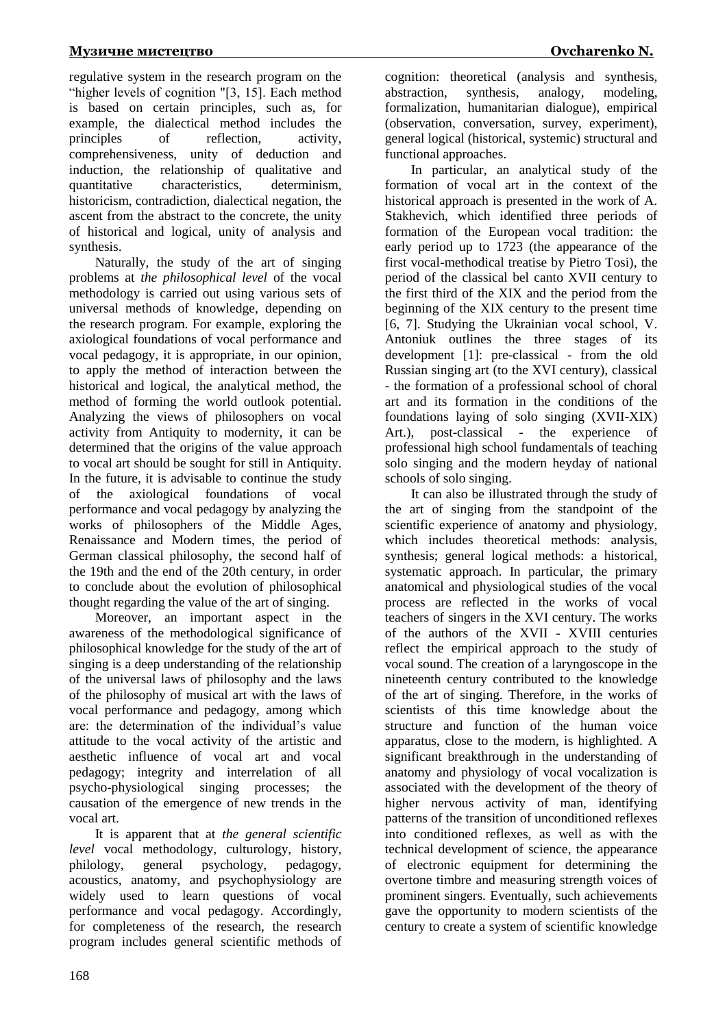regulative system in the research program on the "higher levels of cognition "[3, 15]. Each method is based on certain principles, such as, for example, the dialectical method includes the principles of reflection, activity, comprehensiveness, unity of deduction and induction, the relationship of qualitative and quantitative characteristics, determinism, historicism, contradiction, dialectical negation, the ascent from the abstract to the concrete, the unity of historical and logical, unity of analysis and synthesis.

Naturally, the study of the art of singing problems at *the philosophical level* of the vocal methodology is carried out using various sets of universal methods of knowledge, depending on the research program. For example, exploring the axiological foundations of vocal performance and vocal pedagogy, it is appropriate, in our opinion, to apply the method of interaction between the historical and logical, the analytical method, the method of forming the world outlook potential. Analyzing the views of philosophers on vocal activity from Antiquity to modernity, it can be determined that the origins of the value approach to vocal art should be sought for still in Antiquity. In the future, it is advisable to continue the study of the axiological foundations of vocal performance and vocal pedagogy by analyzing the works of philosophers of the Middle Ages, Renaissance and Modern times, the period of German classical philosophy, the second half of the 19th and the end of the 20th century, in order to conclude about the evolution of philosophical thought regarding the value of the art of singing.

Moreover, an important aspect in the awareness of the methodological significance of philosophical knowledge for the study of the art of singing is a deep understanding of the relationship of the universal laws of philosophy and the laws of the philosophy of musical art with the laws of vocal performance and pedagogy, among which are: the determination of the individual's value attitude to the vocal activity of the artistic and aesthetic influence of vocal art and vocal pedagogy; integrity and interrelation of all psycho-physiological singing processes; the causation of the emergence of new trends in the vocal art.

It is apparent that at *the general scientific level* vocal methodology, culturology, history, philology, general psychology, pedagogy, acoustics, anatomy, and psychophysiology are widely used to learn questions of vocal performance and vocal pedagogy. Accordingly, for completeness of the research, the research program includes general scientific methods of cognition: theoretical (analysis and synthesis, abstraction, synthesis, analogy, modeling, formalization, humanitarian dialogue), empirical (observation, conversation, survey, experiment), general logical (historical, systemic) structural and functional approaches.

In particular, an analytical study of the formation of vocal art in the context of the historical approach is presented in the work of A. Stakhevich, which identified three periods of formation of the European vocal tradition: the early period up to 1723 (the appearance of the first vocal-methodical treatise by Pietro Tosi), the period of the classical bel canto XVII century to the first third of the XIX and the period from the beginning of the XIX century to the present time [6, 7]. Studying the Ukrainian vocal school, V. Antoniuk outlines the three stages of its development [1]: pre-classical - from the old Russian singing art (to the XVI century), classical - the formation of a professional school of choral art and its formation in the conditions of the foundations laying of solo singing (XVII-XIX) Art.), post-classical - the experience of professional high school fundamentals of teaching solo singing and the modern heyday of national schools of solo singing.

It can also be illustrated through the study of the art of singing from the standpoint of the scientific experience of anatomy and physiology, which includes theoretical methods: analysis, synthesis; general logical methods: a historical, systematic approach. In particular, the primary anatomical and physiological studies of the vocal process are reflected in the works of vocal teachers of singers in the XVI century. The works of the authors of the XVII - XVIII centuries reflect the empirical approach to the study of vocal sound. The creation of a laryngoscope in the nineteenth century contributed to the knowledge of the art of singing. Therefore, in the works of scientists of this time knowledge about the structure and function of the human voice apparatus, close to the modern, is highlighted. A significant breakthrough in the understanding of anatomy and physiology of vocal vocalization is associated with the development of the theory of higher nervous activity of man, identifying patterns of the transition of unconditioned reflexes into conditioned reflexes, as well as with the technical development of science, the appearance of electronic equipment for determining the overtone timbre and measuring strength voices of prominent singers. Eventually, such achievements gave the opportunity to modern scientists of the century to create a system of scientific knowledge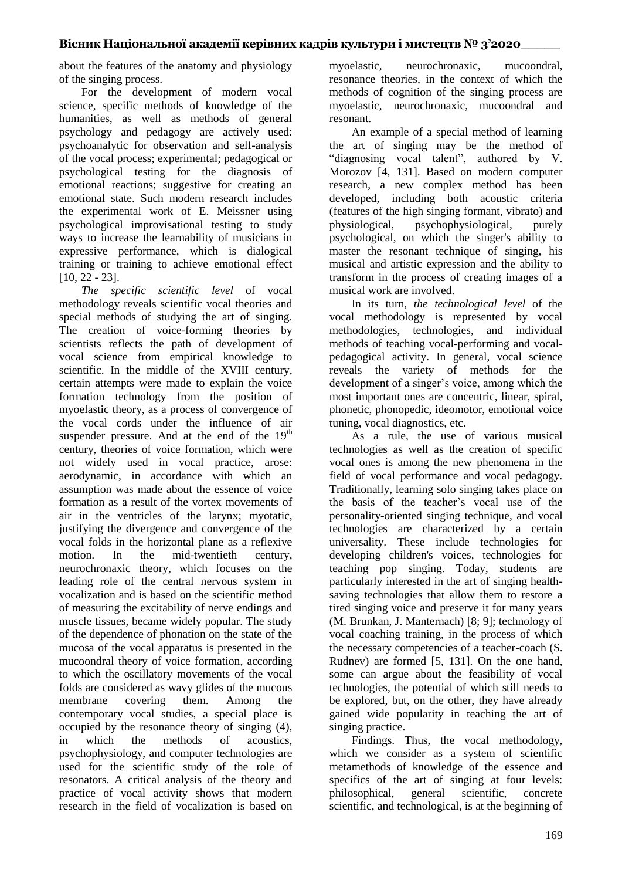about the features of the anatomy and physiology of the singing process.

For the development of modern vocal science, specific methods of knowledge of the humanities, as well as methods of general psychology and pedagogy are actively used: psychoanalytic for observation and self-analysis of the vocal process; experimental; pedagogical or psychological testing for the diagnosis of emotional reactions; suggestive for creating an emotional state. Such modern research includes the experimental work of E. Meissner using psychological improvisational testing to study ways to increase the learnability of musicians in expressive performance, which is dialogical training or training to achieve emotional effect [10, 22 - 23].

*The specific scientific level* of vocal methodology reveals scientific vocal theories and special methods of studying the art of singing. The creation of voice-forming theories by scientists reflects the path of development of vocal science from empirical knowledge to scientific. In the middle of the XVIII century, certain attempts were made to explain the voice formation technology from the position of myoelastic theory, as a process of convergence of the vocal cords under the influence of air suspender pressure. And at the end of the 19th century, theories of voice formation, which were not widely used in vocal practice, arose: aerodynamic, in accordance with which an assumption was made about the essence of voice formation as a result of the vortex movements of air in the ventricles of the larynx; myotatic, justifying the divergence and convergence of the vocal folds in the horizontal plane as a reflexive motion. In the mid-twentieth century, neurochronaxic theory, which focuses on the leading role of the central nervous system in vocalization and is based on the scientific method of measuring the excitability of nerve endings and muscle tissues, became widely popular. The study of the dependence of phonation on the state of the mucosa of the vocal apparatus is presented in the mucoondral theory of voice formation, according to which the oscillatory movements of the vocal folds are considered as wavy glides of the mucous membrane covering them. Among the contemporary vocal studies, a special place is occupied by the resonance theory of singing (4), in which the methods of acoustics, psychophysiology, and computer technologies are used for the scientific study of the role of resonators. A critical analysis of the theory and practice of vocal activity shows that modern research in the field of vocalization is based on myoelastic, neurochronaxic, mucoondral, resonance theories, in the context of which the methods of cognition of the singing process are myoelastic, neurochronaxic, mucoondral and resonant.

An example of a special method of learning the art of singing may be the method of "diagnosing vocal talent", authored by V. Morozov [4, 131]. Based on modern computer research, a new complex method has been developed, including both acoustic criteria (features of the high singing formant, vibrato) and physiological, psychophysiological, purely psychological, on which the singer's ability to master the resonant technique of singing, his musical and artistic expression and the ability to transform in the process of creating images of a musical work are involved.

In its turn, *the technological level* of the vocal methodology is represented by vocal methodologies, technologies, and individual methods of teaching vocal-performing and vocal-pedagogical activity. In general, vocal science reveals the variety of methods for the development of a singer's voice, among which the most important ones are concentric, linear, spiral, phonetic, phonopedic, ideomotor, emotional voice tuning, vocal diagnostics, etc.

As a rule, the use of various musical technologies as well as the creation of specific vocal ones is among the new phenomena in the field of vocal performance and vocal pedagogy. Traditionally, learning solo singing takes place on the basis of the teacher's vocal use of the personality-oriented singing technique, and vocal technologies are characterized by a certain universality. These include technologies for developing children's voices, technologies for teaching pop singing. Today, students are particularly interested in the art of singing health-saving technologies that allow them to restore a tired singing voice and preserve it for many years (M. Brunkan, J. Manternach) [8; 9]; technology of vocal coaching training, in the process of which the necessary competencies of a teacher-coach (S. Rudnev) are formed [5, 131]. On the one hand, some can argue about the feasibility of vocal technologies, the potential of which still needs to be explored, but, on the other, they have already gained wide popularity in teaching the art of singing practice.

Findings. Thus, the vocal methodology, which we consider as a system of scientific metamethods of knowledge of the essence and specifics of the art of singing at four levels: philosophical, general scientific, concrete scientific, and technological, is at the beginning of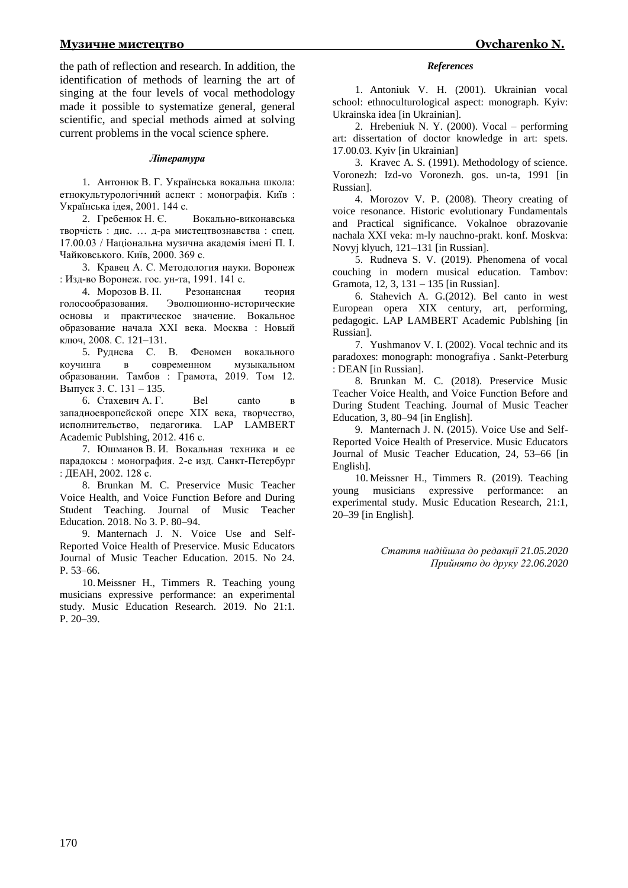the path of reflection and research. In addition, the identification of methods of learning the art of singing at the four levels of vocal methodology made it possible to systematize general, general scientific, and special methods aimed at solving current problems in the vocal science sphere.

### *Література*

1. Антонюк В. Г. Українська вокальна школа: етнокультурологічний аспект : монографія. Київ : Українська ідея, 2001. 144 с.
2. Гребенюк Н. Є. Вокально-виконавська творчість : дис. … д-ра мистецтвознавства : спец. 17.00.03 / Національна музична академія імені П. І. Чайковського. Київ, 2000. 369 с.
3. Кравец А. С. Методология науки. Воронеж : Изд-во Воронеж. гос. ун-та, 1991. 141 с.
4. Морозов В. П. Резонансная теория голосообразования. Эволюционно-исторические основы и практическое значение. Вокальное образование начала XXI века. Москва : Новый ключ, 2008. С. 121–131.
5. Руднева С. В. Феномен вокального коучинга в современном музыкальном образовании. Тамбов : Грамота, 2019. Том 12. Выпуск 3. С. 131 – 135.
6. Стахевич А. Г. Bel canto в западноевропейской опере XIX века, творчество, исполнительство, педагогика. LAP LAMBERT Academic Publshing, 2012. 416 с.
7. Юшманов В. И. Вокальная техника и ее парадоксы : монография. 2-е изд. Санкт-Петербург : ДЕАН, 2002. 128 с.
8. Brunkan M. C. Preservice Music Teacher Voice Health, and Voice Function Before and During Student Teaching. Journal of Music Teacher Education. 2018. No 3. P. 80–94.
9. Manternach J. N. Voice Use and Self-Reported Voice Health of Preservice. Music Educators Journal of Music Teacher Education. 2015. No 24. P. 53–66.
10. Meissner H., Timmers R. Teaching young musicians expressive performance: an experimental study. Music Education Research. 2019. No 21:1. P. 20–39.

### *References*

1. Antoniuk V. H. (2001). Ukrainian vocal school: ethnoculturological aspect: monograph. Kyiv: Ukrainska idea [in Ukrainian].
2. Hrebeniuk N. Y. (2000). Vocal – performing art: dissertation of doctor knowledge in art: spets. 17.00.03. Kyiv [in Ukrainian]
3. Kravec A. S. (1991). Methodology of science. Voronezh: Izd-vo Voronezh. gos. un-ta, 1991 [in Russian].
4. Morozov V. P. (2008). Theory creating of voice resonance. Historic evolutionary Fundamentals and Practical significance. Vokalnoe obrazovanie nachala XXI veka: m-ly nauchno-prakt. konf. Moskva: Novyj klyuch, 121–131 [in Russian].
5. Rudneva S. V. (2019). Phenomena of vocal couching in modern musical education. Tambov: Gramota, 12, 3, 131 – 135 [in Russian].
6. Stahevich A. G.(2012). Bel canto in west European opera XIX century, art, performing, pedagogic. LAP LAMBERT Academic Publshing [in Russian].
7. Yushmanov V. I. (2002). Vocal technic and its paradoxes: monograph: monografiya . Sankt-Peterburg : DEAN [in Russian].
8. Brunkan M. C. (2018). Preservice Music Teacher Voice Health, and Voice Function Before and During Student Teaching. Journal of Music Teacher Education, 3, 80–94 [in English].
9. Manternach J. N. (2015). Voice Use and Self-Reported Voice Health of Preservice. Music Educators Journal of Music Teacher Education, 24, 53–66 [in English].
10. Meissner H., Timmers R. (2019). Teaching young musicians expressive performance: an experimental study. Music Education Research, 21:1, 20–39 [in English].

*Стаття надійшла до редакції 21.05.2020*
*Прийнято до друку 22.06.2020*